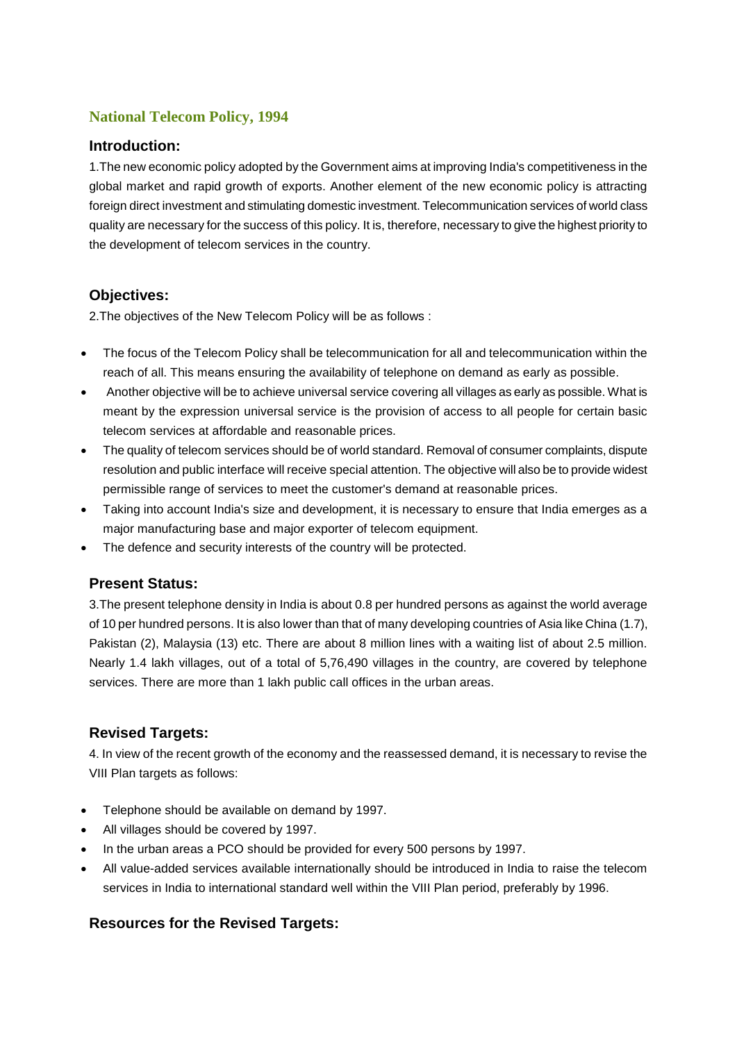# National Telecom Policy, 1994

## Introduction:

1.The new economic policy adopted by the Government aims at improving India's competitiveness in the global market and rapid growth of exports. Another element of the new economic policy is attracting foreign direct investment and stimulating domestic investment. Telecommunication services of world class quality are necessary for the success of this policy. It is, therefore, necessary to give the highest priority to the development of telecom services in the country.

## Objectives:

2.The objectives of the New Telecom Policy will be as follows :

- The focus of the Telecom Policy shall be telecommunication for all and telecommunication within the reach of all. This means ensuring the availability of telephone on demand as early as possible.
- Another objective will be to achieve universal service covering all villages as early as possible. What is meant by the expression universal service is the provision of access to all people for certain basic telecom services at affordable and reasonable prices.
- The quality of telecom services should be of world standard. Removal of consumer complaints, dispute resolution and public interface will receive special attention. The objective will also be to provide widest permissible range of services to meet the customer's demand at reasonable prices.
- Taking into account India's size and development, it is necessary to ensure that India emerges as a major manufacturing base and major exporter of telecom equipment.
- The defence and security interests of the country will be protected.

## Present Status:

3.The present telephone density in India is about 0.8 per hundred persons as against the world average of 10 per hundred persons. It is also lower than that of many developing countries of Asia like China (1.7), Pakistan (2), Malaysia (13) etc. There are about 8 million lines with a waiting list of about 2.5 million. Nearly 1.4 lakh villages, out of a total of 5,76,490 villages in the country, are covered by telephone services. There are more than 1 lakh public call offices in the urban areas.

## Revised Targets:

4. In view of the recent growth of the economy and the reassessed demand, it is necessary to revise the VIII Plan targets as follows:

- Telephone should be available on demand by 1997.
- All villages should be covered by 1997.
- In the urban areas a PCO should be provided for every 500 persons by 1997.
- All value-added services available internationally should be introduced in India to raise the telecom services in India to international standard well within the VIII Plan period, preferably by 1996.

## Resources for the Revised Targets: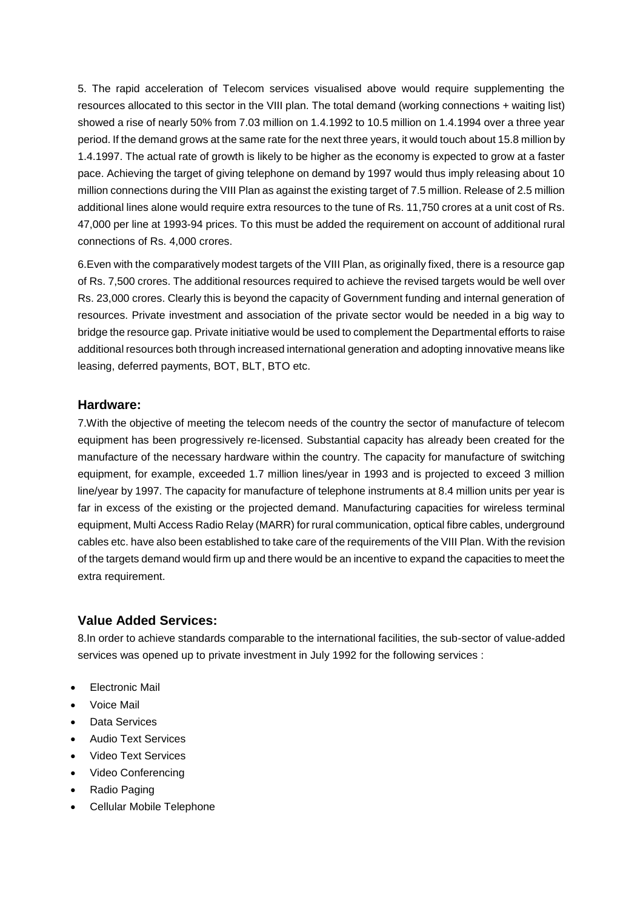5. The rapid acceleration of Telecom services visualised above would require supplementing the resources allocated to this sector in the VIII plan. The total demand (working connections + waiting list) showed a rise of nearly 50% from 7.03 million on 1.4.1992 to 10.5 million on 1.4.1994 over a three year period. If the demand grows at the same rate for the next three years, it would touch about 15.8 million by 1.4.1997. The actual rate of growth is likely to be higher as the economy is expected to grow at a faster pace. Achieving the target of giving telephone on demand by 1997 would thus imply releasing about 10 million connections during the VIII Plan as against the existing target of 7.5 million. Release of 2.5 million additional lines alone would require extra resources to the tune of Rs. 11,750 crores at a unit cost of Rs. 47,000 per line at 1993-94 prices. To this must be added the requirement on account of additional rural connections of Rs. 4,000 crores.

6.Even with the comparatively modest targets of the VIII Plan, as originally fixed, there is a resource gap of Rs. 7,500 crores. The additional resources required to achieve the revised targets would be well over Rs. 23,000 crores. Clearly this is beyond the capacity of Government funding and internal generation of resources. Private investment and association of the private sector would be needed in a big way to bridge the resource gap. Private initiative would be used to complement the Departmental efforts to raise additional resources both through increased international generation and adopting innovative means like leasing, deferred payments, BOT, BLT, BTO etc.

## Hardware:

7.With the objective of meeting the telecom needs of the country the sector of manufacture of telecom equipment has been progressively re-licensed. Substantial capacity has already been created for the manufacture of the necessary hardware within the country. The capacity for manufacture of switching equipment, for example, exceeded 1.7 million lines/year in 1993 and is projected to exceed 3 million line/year by 1997. The capacity for manufacture of telephone instruments at 8.4 million units per year is far in excess of the existing or the projected demand. Manufacturing capacities for wireless terminal equipment, Multi Access Radio Relay (MARR) for rural communication, optical fibre cables, underground cables etc. have also been established to take care of the requirements of the VIII Plan. With the revision of the targets demand would firm up and there would be an incentive to expand the capacities to meet the extra requirement.

## Value Added Services:

8.In order to achieve standards comparable to the international facilities, the sub-sector of value-added services was opened up to private investment in July 1992 for the following services :

- Electronic Mail
- Voice Mail
- Data Services
- Audio Text Services
- Video Text Services
- Video Conferencing
- Radio Paging
- Cellular Mobile Telephone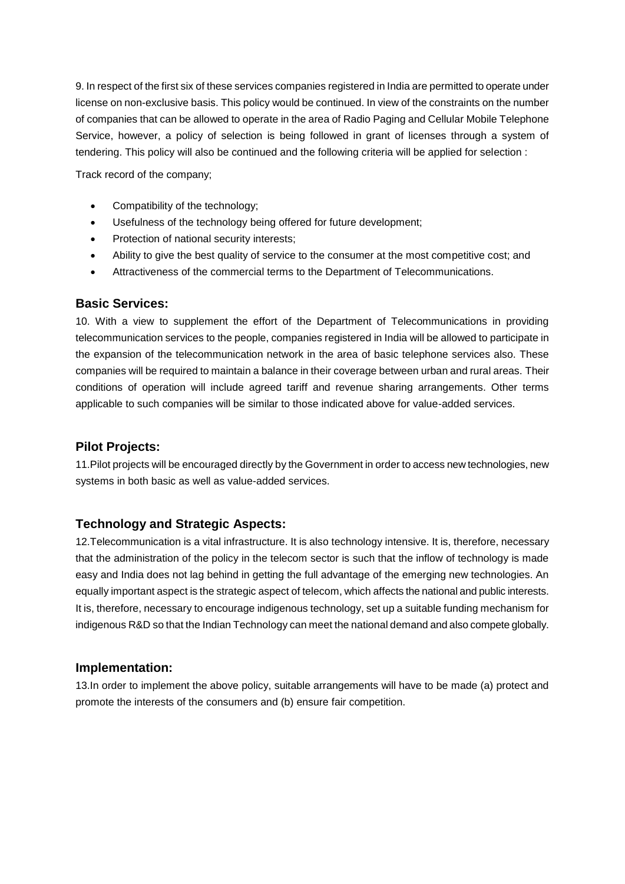9. In respect of the first six of these services companies registered in India are permitted to operate under license on non-exclusive basis. This policy would be continued. In view of the constraints on the number of companies that can be allowed to operate in the area of Radio Paging and Cellular Mobile Telephone Service, however, a policy of selection is being followed in grant of licenses through a system of tendering. This policy will also be continued and the following criteria will be applied for selection :

Track record of the company;

- Compatibility of the technology;
- Usefulness of the technology being offered for future development;
- Protection of national security interests;
- Ability to give the best quality of service to the consumer at the most competitive cost; and
- Attractiveness of the commercial terms to the Department of Telecommunications.

## Basic Services:

10. With a view to supplement the effort of the Department of Telecommunications in providing telecommunication services to the people, companies registered in India will be allowed to participate in the expansion of the telecommunication network in the area of basic telephone services also. These companies will be required to maintain a balance in their coverage between urban and rural areas. Their conditions of operation will include agreed tariff and revenue sharing arrangements. Other terms applicable to such companies will be similar to those indicated above for value-added services.

## Pilot Projects:

11.Pilot projects will be encouraged directly by the Government in order to access new technologies, new systems in both basic as well as value-added services.

## Technology and Strategic Aspects:

12.Telecommunication is a vital infrastructure. It is also technology intensive. It is, therefore, necessary that the administration of the policy in the telecom sector is such that the inflow of technology is made easy and India does not lag behind in getting the full advantage of the emerging new technologies. An equally important aspect is the strategic aspect of telecom, which affects the national and public interests. It is, therefore, necessary to encourage indigenous technology, set up a suitable funding mechanism for indigenous R&D so that the Indian Technology can meet the national demand and also compete globally.

## Implementation:

13.In order to implement the above policy, suitable arrangements will have to be made (a) protect and promote the interests of the consumers and (b) ensure fair competition.